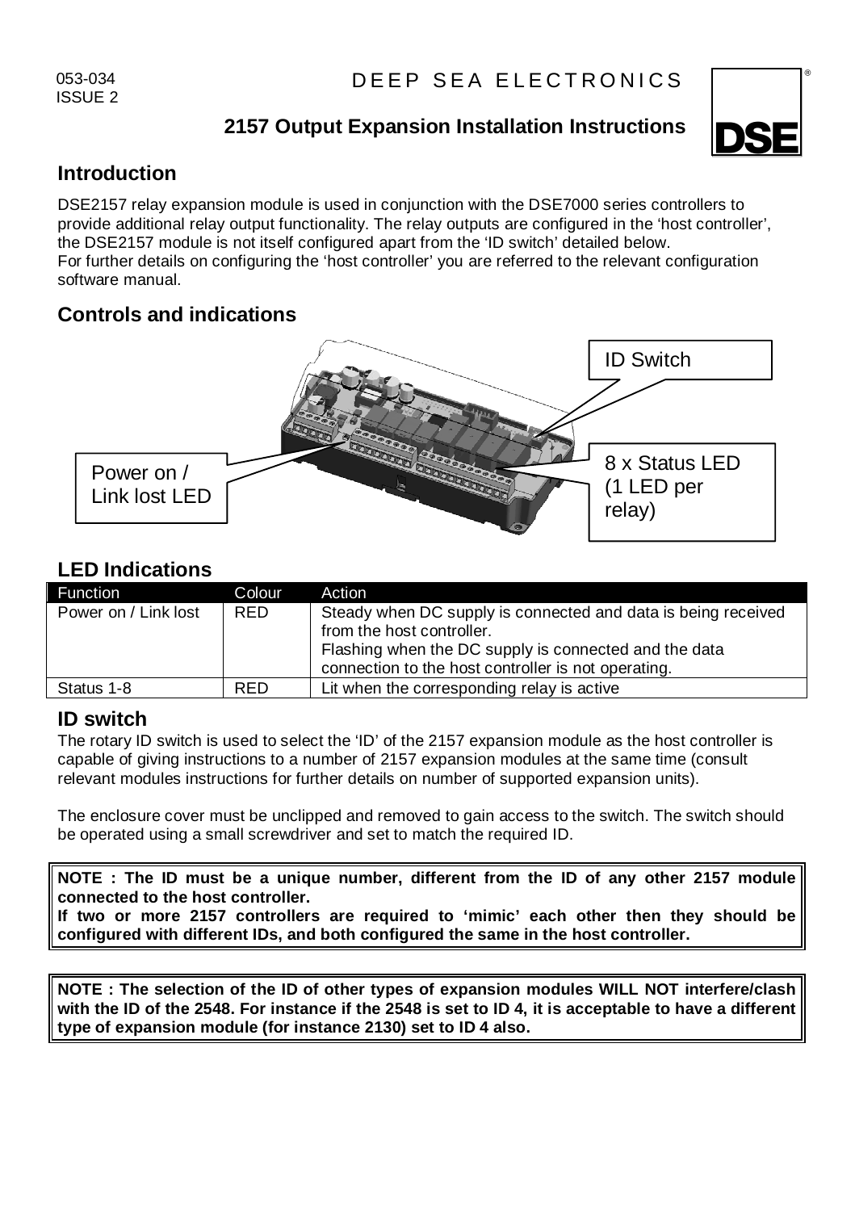053-034
ISSUE 2

DEEP SEA ELECTRONICS

# 2157 Output Expansion Installation Instructions

## Introduction

DSE2157 relay expansion module is used in conjunction with the DSE7000 series controllers to provide additional relay output functionality. The relay outputs are configured in the 'host controller', the DSE2157 module is not itself configured apart from the 'ID switch' detailed below.
For further details on configuring the 'host controller' you are referred to the relevant configuration software manual.

## Controls and indications

ID Switch

Power on / Link lost LED

8 x Status LED (1 LED per relay)

## LED Indications

| Function | Colour | Action |
|---|---|---|
| Power on / Link lost | RED | Steady when DC supply is connected and data is being received from the host controller. Flashing when the DC supply is connected and the data connection to the host controller is not operating. |
| Status 1-8 | RED | Lit when the corresponding relay is active |

## ID switch

The rotary ID switch is used to select the 'ID' of the 2157 expansion module as the host controller is capable of giving instructions to a number of 2157 expansion modules at the same time (consult relevant modules instructions for further details on number of supported expansion units).

The enclosure cover must be unclipped and removed to gain access to the switch. The switch should be operated using a small screwdriver and set to match the required ID.

**NOTE : The ID must be a unique number, different from the ID of any other 2157 module connected to the host controller.**
**If two or more 2157 controllers are required to 'mimic' each other then they should be configured with different IDs, and both configured the same in the host controller.**

**NOTE : The selection of the ID of other types of expansion modules WILL NOT interfere/clash with the ID of the 2548. For instance if the 2548 is set to ID 4, it is acceptable to have a different type of expansion module (for instance 2130) set to ID 4 also.**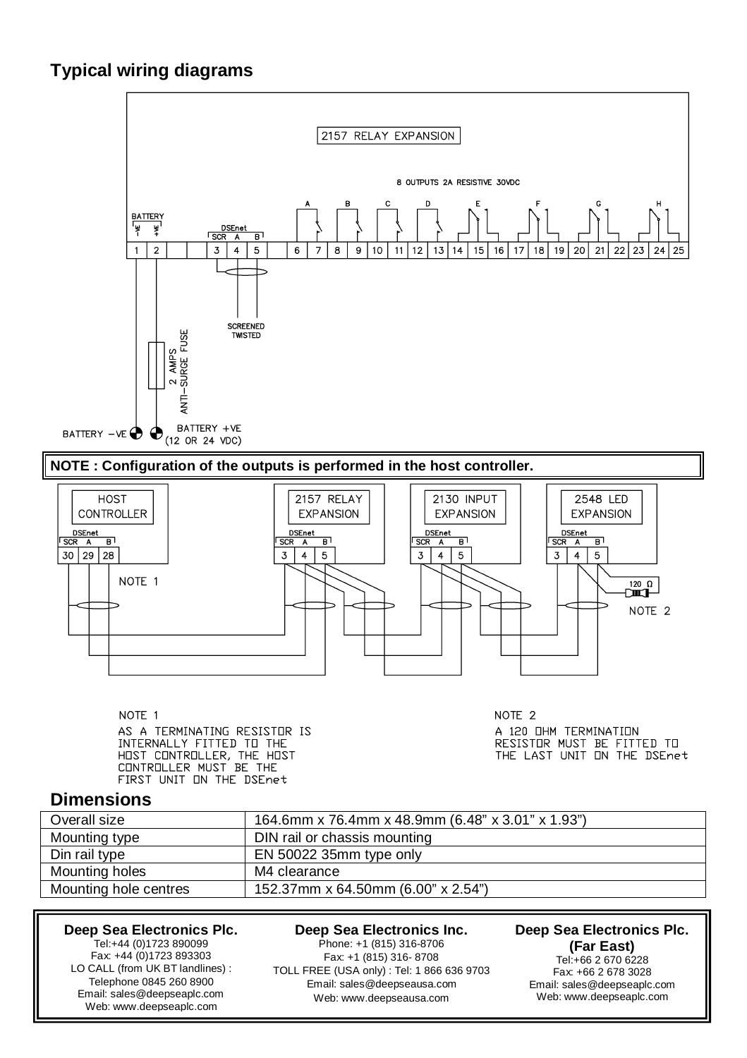## Typical wiring diagrams

2157 RELAY EXPANSION

8 OUTPUTS 2A RESISTIVE 30VDC

BATTERY -VE +VE

DSEnet SCR A B

1 2 3 4 5 6 7 8 9 10 11 12 13 14 15 16 17 18 19 20 21 22 23 24 25

A B C D E F G H

SCREENED TWISTED

2 AMPS ANTI-SURGE FUSE

BATTERY -VE

BATTERY +VE (12 OR 24 VDC)

**NOTE : Configuration of the outputs is performed in the host controller.**

HOST CONTROLLER — DSEnet SCR A B — 30 29 28

2157 RELAY EXPANSION — DSEnet SCR A B — 3 4 5

2130 INPUT EXPANSION — DSEnet SCR A B — 3 4 5

2548 LED EXPANSION — DSEnet SCR A B — 3 4 5

120 Ω

NOTE 1

NOTE 2

NOTE 1
AS A TERMINATING RESISTOR IS INTERNALLY FITTED TO THE HOST CONTROLLER, THE HOST CONTROLLER MUST BE THE FIRST UNIT ON THE DSEnet

NOTE 2
A 120 OHM TERMINATION RESISTOR MUST BE FITTED TO THE LAST UNIT ON THE DSEnet

## Dimensions

| | |
|---|---|
| Overall size | 164.6mm x 76.4mm x 48.9mm (6.48" x 3.01" x 1.93") |
| Mounting type | DIN rail or chassis mounting |
| Din rail type | EN 50022 35mm type only |
| Mounting holes | M4 clearance |
| Mounting hole centres | 152.37mm x 64.50mm (6.00" x 2.54") |

**Deep Sea Electronics Plc.**
Tel:+44 (0)1723 890099
Fax: +44 (0)1723 893303
LO CALL (from UK BT landlines) : Telephone 0845 260 8900
Email: sales@deepseaplc.com
Web: www.deepseaplc.com

**Deep Sea Electronics Inc.**
Phone: +1 (815) 316-8706
Fax: +1 (815) 316- 8708
TOLL FREE (USA only) : Tel: 1 866 636 9703
Email: sales@deepseausa.com
Web: www.deepseausa.com

**Deep Sea Electronics Plc. (Far East)**
Tel:+66 2 670 6228
Fax: +66 2 678 3028
Email: sales@deepseaplc.com
Web: www.deepseaplc.com